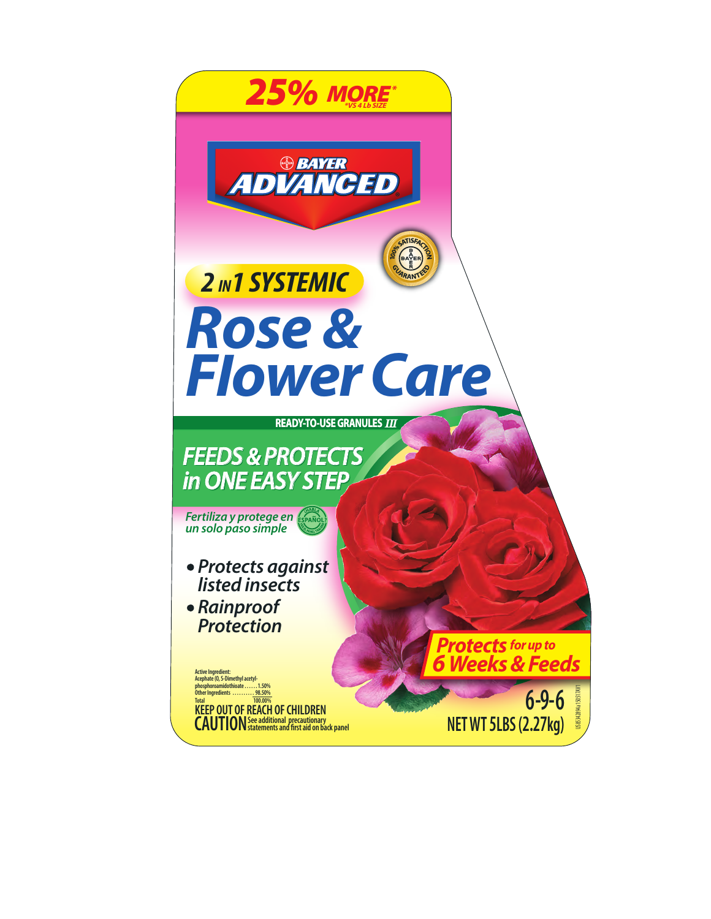**25% MORE*** *VS 4 Lb SIZE

BAYER ADVANCED

100% SATISFACTION GUARANTEED

**2 IN 1 SYSTEMIC**

# Rose & Flower Care

READY-TO-USE GRANULES III

## FEEDS & PROTECTS in ONE EASY STEP

*Fertiliza y protege en un solo paso simple*

¿HABLA ESPAÑOL?

- *Protects against listed insects*
- *Rainproof Protection*

**Protects for up to 6 Weeks & Feeds**

Active Ingredient:
Acephate (O, S-Dimethyl acetyl-phosphoroamidothioate ...... 1.50%
Other Ingredients .......... 98.50%
Total 100.00%

**KEEP OUT OF REACH OF CHILDREN**

**CAUTION** See additional precautionary statements and first aid on back panel

**6-9-6**

**NET WT 5LBS (2.27kg)**

US85342894a 150517AV1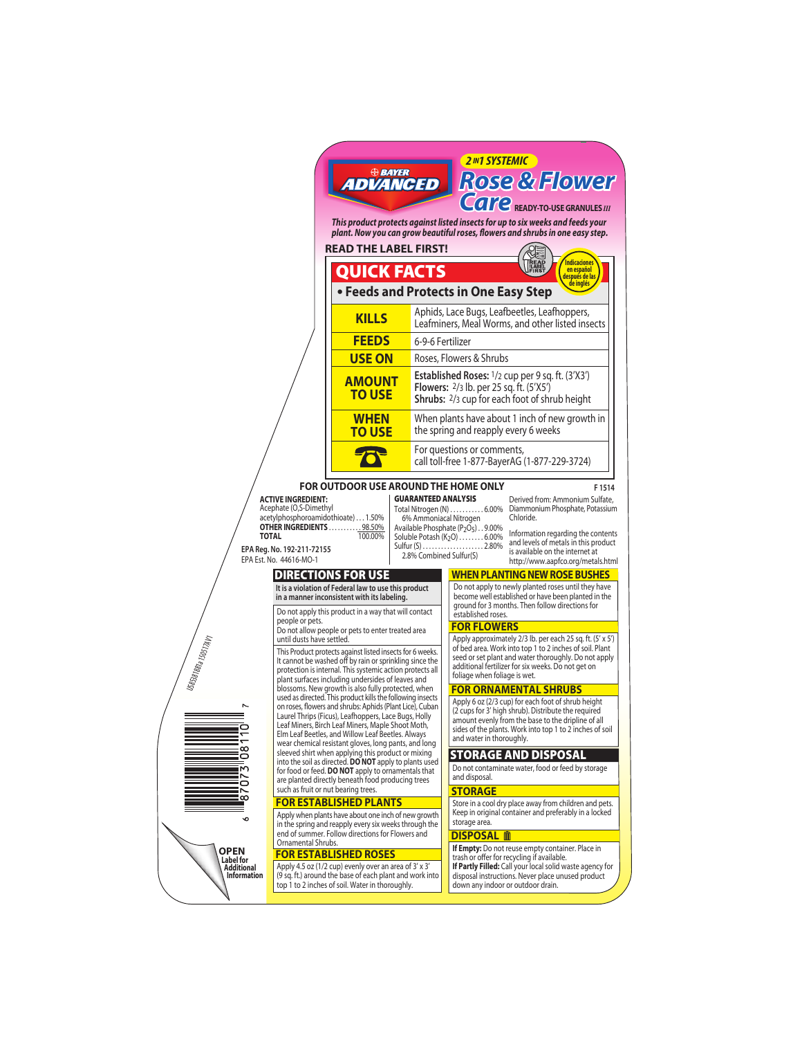**BAYER ADVANCED**

**2 IN 1 SYSTEMIC**

# Rose & Flower Care

**READY-TO-USE GRANULES**

*This product protects against listed insects for up to six weeks and feeds your plant. Now you can grow beautiful roses, flowers and shrubs in one easy step.*

**READ THE LABEL FIRST!**

Indicaciones en español después de las de inglés

## QUICK FACTS

**• Feeds and Protects in One Easy Step**

| | |
|---|---|
| **KILLS** | Aphids, Lace Bugs, Leafbeetles, Leafhoppers, Leafminers, Meal Worms, and other listed insects |
| **FEEDS** | 6-9-6 Fertilizer |
| **USE ON** | Roses, Flowers & Shrubs |
| **AMOUNT TO USE** | **Established Roses:** 1/2 cup per 9 sq. ft. (3'X3') **Flowers:** 2/3 lb. per 25 sq. ft. (5'X5') **Shrubs:** 2/3 cup for each foot of shrub height |
| **WHEN TO USE** | When plants have about 1 inch of new growth in the spring and reapply every 6 weeks |
| ☎ | For questions or comments, call toll-free 1-877-BayerAG (1-877-229-3724) |

**FOR OUTDOOR USE AROUND THE HOME ONLY**

F 1514

**ACTIVE INGREDIENT:**
Acephate (O,S-Dimethyl acetylphosphoroamidothioate) . . . 1.50%
**OTHER INGREDIENTS** . . . . . . . . . . . 98.50%
**TOTAL** 100.00%

**EPA Reg. No. 192-211-72155**
EPA Est. No. 44616-MO-1

**GUARANTEED ANALYSIS**
Total Nitrogen (N) . . . . . . . . . . . 6.00%
 6% Ammoniacal Nitrogen
Available Phosphate ($P_2O_5$) . . 9.00%
Soluble Potash ($K_2O$) . . . . . . . . 6.00%
Sulfur (S) . . . . . . . . . . . . . . . . . . . . 2.80%
 2.8% Combined Sulfur(S)

Derived from: Ammonium Sulfate, Diammonium Phosphate, Potassium Chloride.

Information regarding the contents and levels of metals in this product is available on the internet at http://www.aapfco.org/metals.html

## DIRECTIONS FOR USE

**It is a violation of Federal law to use this product in a manner inconsistent with its labeling.**

Do not apply this product in a way that will contact people or pets.
Do not allow people or pets to enter treated area until dusts have settled.

This Product protects against listed insects for 6 weeks. It cannot be washed off by rain or sprinkling since the protection is internal. This systemic action protects all plant surfaces including undersides of leaves and blossoms. New growth is also fully protected, when used as directed. This product kills the following insects on roses, flowers and shrubs: Aphids (Plant Lice), Cuban Laurel Thrips (Ficus), Leafhoppers, Lace Bugs, Holly Leaf Miners, Birch Leaf Miners, Maple Shoot Moth, Elm Leaf Beetles, and Willow Leaf Beetles. Always wear chemical resistant gloves, long pants, and long sleeved shirt when applying this product or mixing into the soil as directed. **DO NOT** apply to plants used for food or feed. **DO NOT** apply to ornamentals that are planted directly beneath food producing trees such as fruit or nut bearing trees.

### FOR ESTABLISHED PLANTS

Apply when plants have about one inch of new growth in the spring and reapply every six weeks through the end of summer. Follow directions for Flowers and Ornamental Shrubs.

### FOR ESTABLISHED ROSES

Apply 4.5 oz (1/2 cup) evenly over an area of 3' x 3' (9 sq. ft.) around the base of each plant and work into top 1 to 2 inches of soil. Water in thoroughly.

### WHEN PLANTING NEW ROSE BUSHES

Do not apply to newly planted roses until they have become well established or have been planted in the ground for 3 months. Then follow directions for established roses.

### FOR FLOWERS

Apply approximately 2/3 lb. per each 25 sq. ft. (5' x 5') of bed area. Work into top 1 to 2 inches of soil. Plant seed or set plant and water thoroughly. Do not apply additional fertilizer for six weeks. Do not get on foliage when foliage is wet.

### FOR ORNAMENTAL SHRUBS

Apply 6 oz (2/3 cup) for each foot of shrub height (2 cups for 3' high shrub). Distribute the required amount evenly from the base to the dripline of all sides of the plants. Work into top 1 to 2 inches of soil and water in thoroughly.

## STORAGE AND DISPOSAL

Do not contaminate water, food or feed by storage and disposal.

### STORAGE

Store in a cool dry place away from children and pets. Keep in original container and preferably in a locked storage area.

### DISPOSAL

**If Empty:** Do not reuse empty container. Place in trash or offer for recycling if available.
**If Partly Filled:** Call your local solid waste agency for disposal instructions. Never place unused product down any indoor or outdoor drain.

**OPEN Label for Additional Information**

US85381881a 15051761

6 87073 08110 7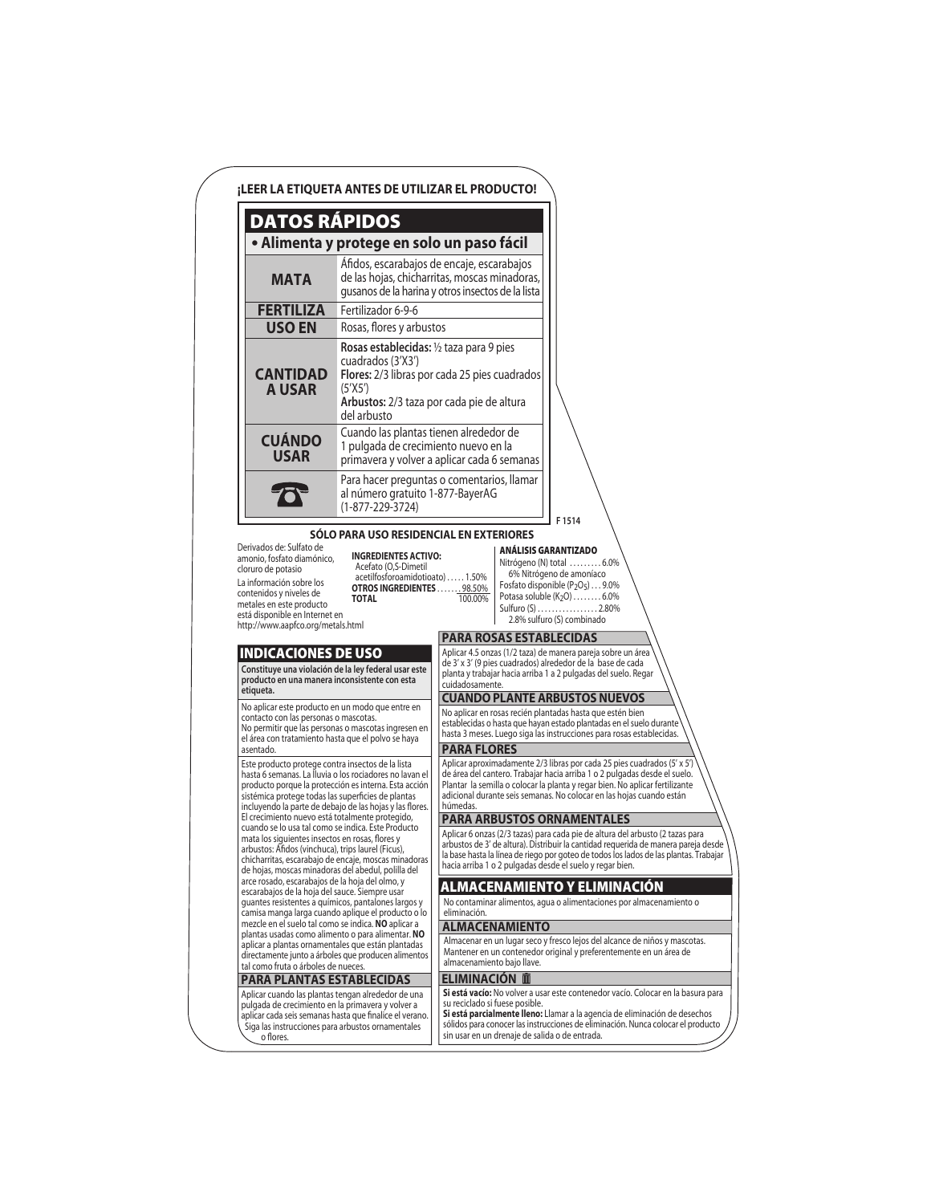**¡LEER LA ETIQUETA ANTES DE UTILIZAR EL PRODUCTO!**

## DATOS RÁPIDOS

**• Alimenta y protege en solo un paso fácil**

| | |
|---|---|
| **MATA** | Áfidos, escarabajos de encaje, escarabajos de las hojas, chicharritas, moscas minadoras, gusanos de la harina y otros insectos de la lista |
| **FERTILIZA** | Fertilizador 6-9-6 |
| **USO EN** | Rosas, flores y arbustos |
| **CANTIDAD A USAR** | **Rosas establecidas:** ½ taza para 9 pies cuadrados (3'X3') **Flores:** 2/3 libras por cada 25 pies cuadrados (5'X5') **Arbustos:** 2/3 taza por cada pie de altura del arbusto |
| **CUÁNDO USAR** | Cuando las plantas tienen alrededor de 1 pulgada de crecimiento nuevo en la primavera y volver a aplicar cada 6 semanas |
| ☎ | Para hacer preguntas o comentarios, llamar al número gratuito 1-877-BayerAG (1-877-229-3724) |

F 1514

**SÓLO PARA USO RESIDENCIAL EN EXTERIORES**

Derivados de: Sulfato de amonio, fosfato diamónico, cloruro de potasio

La información sobre los contenidos y niveles de metales en este producto está disponible en Internet en http://www.aapfco.org/metals.html

**INGREDIENTES ACTIVO:**
Acefato (O,S-Dimetil acetilfosforoamidotioato) ..... 1.50%
**OTROS INGREDIENTES** ....... 98.50%
**TOTAL** 100.00%

**ANÁLISIS GARANTIZADO**
Nitrógeno (N) total ......... 6.0%
6% Nitrógeno de amoníaco
Fosfato disponible ($P_2O_5$) ... 9.0%
Potasa soluble ($K_2O$) ........ 6.0%
Sulfuro (S) ................. 2.80%
2.8% sulfuro (S) combinado

## INDICACIONES DE USO

**Constituye una violación de la ley federal usar este producto en una manera inconsistente con esta etiqueta.**

No aplicar este producto en un modo que entre en contacto con las personas o mascotas.
No permitir que las personas o mascotas ingresen en el área con tratamiento hasta que el polvo se haya asentado.

Este producto protege contra insectos de la lista hasta 6 semanas. La lluvia o los rociadores no lavan el producto porque la protección es interna. Esta acción sistémica protege todas las superficies de plantas incluyendo la parte de debajo de las hojas y las flores. El crecimiento nuevo está totalmente protegido, cuando se lo usa tal como se indica. Este Producto mata los siguientes insectos en rosas, flores y arbustos: Áfidos (vinchuca), trips laurel (Ficus), chicharritas, escarabajo de encaje, moscas minadoras de hojas, moscas minadoras del abedul, polilla del arce rosado, escarabajos de la hoja del olmo, y escarabajos de la hoja del sauce. Siempre usar guantes resistentes a químicos, pantalones largos y camisa manga larga cuando aplique el producto o lo mezcle en el suelo tal como se indica. **NO** aplicar a plantas usadas como alimento o para alimentar. **NO** aplicar a plantas ornamentales que están plantadas directamente junto a árboles que producen alimentos tal como fruta o árboles de nueces.

### PARA PLANTAS ESTABLECIDAS

Aplicar cuando las plantas tengan alrededor de una pulgada de crecimiento en la primavera y volver a aplicar cada seis semanas hasta que finalice el verano. Siga las instrucciones para arbustos ornamentales o flores.

### PARA ROSAS ESTABLECIDAS

Aplicar 4.5 onzas (1/2 taza) de manera pareja sobre un área de 3' x 3' (9 pies cuadrados) alrededor de la base de cada planta y trabajar hacia arriba 1 a 2 pulgadas del suelo. Regar cuidadosamente.

### CUANDO PLANTE ARBUSTOS NUEVOS

No aplicar en rosas recién plantadas hasta que estén bien establecidas o hasta que hayan estado plantadas en el suelo durante hasta 3 meses. Luego siga las instrucciones para rosas establecidas.

### PARA FLORES

Aplicar aproximadamente 2/3 libras por cada 25 pies cuadrados (5' x 5') de área del cantero. Trabajar hacia arriba 1 o 2 pulgadas desde el suelo. Plantar la semilla o colocar la planta y regar bien. No aplicar fertilizante adicional durante seis semanas. No colocar en las hojas cuando están húmedas.

### PARA ARBUSTOS ORNAMENTALES

Aplicar 6 onzas (2/3 tazas) para cada pie de altura del arbusto (2 tazas para arbustos de 3' de altura). Distribuir la cantidad requerida de manera pareja desde la base hasta la línea de riego por goteo de todos los lados de las plantas. Trabajar hacia arriba 1 o 2 pulgadas desde el suelo y regar bien.

## ALMACENAMIENTO Y ELIMINACIÓN

No contaminar alimentos, agua o alimentaciones por almacenamiento o eliminación.

### ALMACENAMIENTO

Almacenar en un lugar seco y fresco lejos del alcance de niños y mascotas. Mantener en un contenedor original y preferentemente en un área de almacenamiento bajo llave.

### ELIMINACIÓN 🗑

**Si está vacío:** No volver a usar este contenedor vacío. Colocar en la basura para su reciclado si fuese posible.
**Si está parcialmente lleno:** Llamar a la agencia de eliminación de desechos sólidos para conocer las instrucciones de eliminación. Nunca colocar el producto sin usar en un drenaje de salida o de entrada.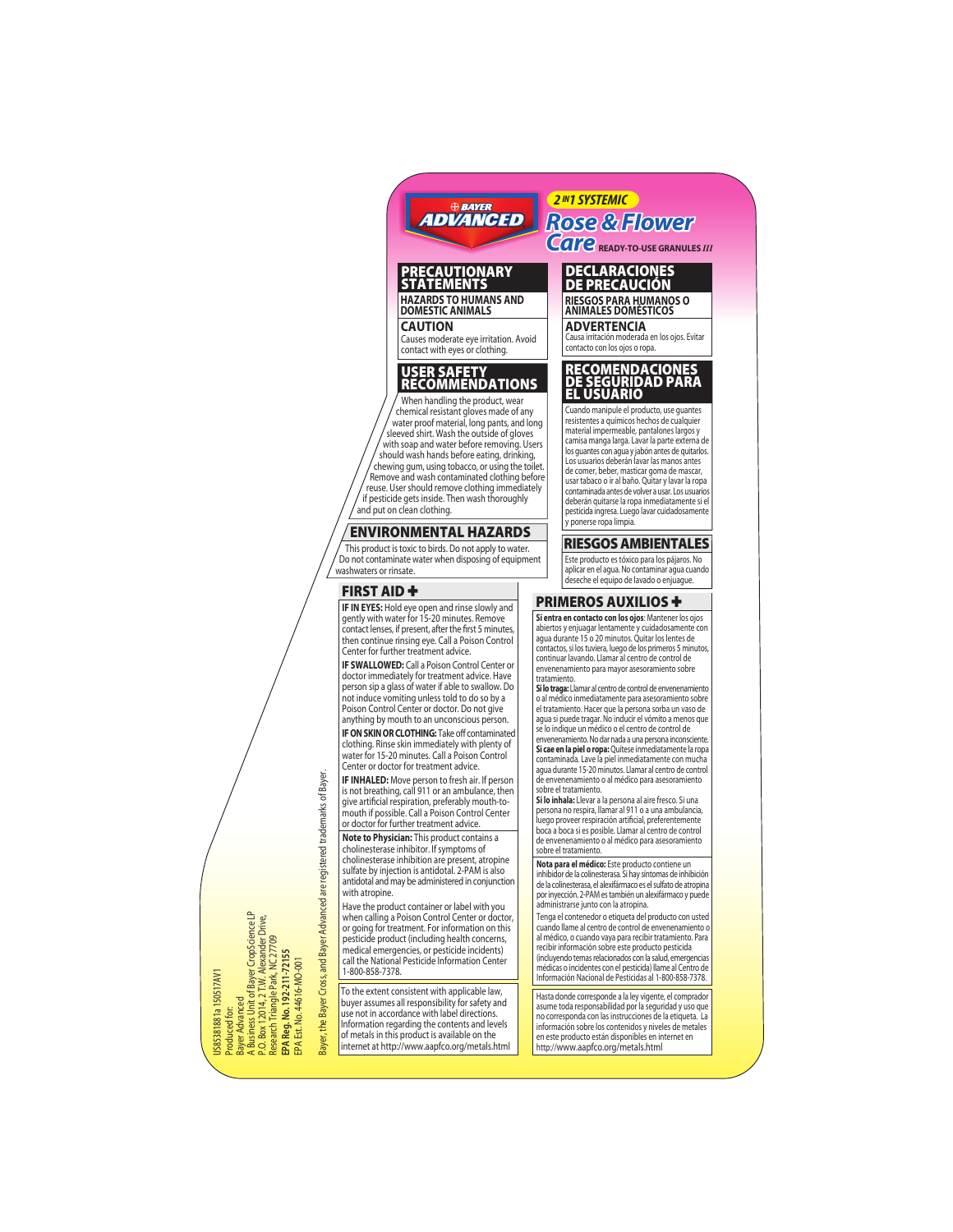BAYER ADVANCED

*2 IN 1 SYSTEMIC*

# Rose & Flower Care

READY-TO-USE GRANULES

## PRECAUTIONARY STATEMENTS

### HAZARDS TO HUMANS AND DOMESTIC ANIMALS

**CAUTION**

Causes moderate eye irritation. Avoid contact with eyes or clothing.

## USER SAFETY RECOMMENDATIONS

When handling the product, wear chemical resistant gloves made of any water proof material, long pants, and long sleeved shirt. Wash the outside of gloves with soap and water before removing. Users should wash hands before eating, drinking, chewing gum, using tobacco, or using the toilet. Remove and wash contaminated clothing before reuse. User should remove clothing immediately if pesticide gets inside. Then wash thoroughly and put on clean clothing.

## ENVIRONMENTAL HAZARDS

This product is toxic to birds. Do not apply to water. Do not contaminate water when disposing of equipment washwaters or rinsate.

## FIRST AID ✚

**IF IN EYES:** Hold eye open and rinse slowly and gently with water for 15-20 minutes. Remove contact lenses, if present, after the first 5 minutes, then continue rinsing eye. Call a Poison Control Center for further treatment advice.

**IF SWALLOWED:** Call a Poison Control Center or doctor immediately for treatment advice. Have person sip a glass of water if able to swallow. Do not induce vomiting unless told to do so by a Poison Control Center or doctor. Do not give anything by mouth to an unconscious person.

**IF ON SKIN OR CLOTHING:** Take off contaminated clothing. Rinse skin immediately with plenty of water for 15-20 minutes. Call a Poison Control Center or doctor for treatment advice.

**IF INHALED:** Move person to fresh air. If person is not breathing, call 911 or an ambulance, then give artificial respiration, preferably mouth-to-mouth if possible. Call a Poison Control Center or doctor for further treatment advice.

**Note to Physician:** This product contains a cholinesterase inhibitor. If symptoms of cholinesterase inhibition are present, atropine sulfate by injection is antidotal. 2-PAM is also antidotal and may be administered in conjunction with atropine.

Have the product container or label with you when calling a Poison Control Center or doctor, or going for treatment. For information on this pesticide product (including health concerns, medical emergencies, or pesticide incidents) call the National Pesticide Information Center 1-800-858-7378.

To the extent consistent with applicable law, buyer assumes all responsibility for safety and use not in accordance with label directions. Information regarding the contents and levels of metals in this product is available on the internet at http://www.aapfco.org/metals.html

## DECLARACIONES DE PRECAUCIÓN

### RIESGOS PARA HUMANOS O ANIMALES DOMÉSTICOS

**ADVERTENCIA**

Causa irritación moderada en los ojos. Evitar contacto con los ojos o ropa.

## RECOMENDACIONES DE SEGURIDAD PARA EL USUARIO

Cuando manipule el producto, use guantes resistentes a químicos hechos de cualquier material impermeable, pantalones largos y camisa manga larga. Lavar la parte externa de los guantes con agua y jabón antes de quitarlos. Los usuarios deberán lavar las manos antes de comer, beber, masticar goma de mascar, usar tabaco o ir al baño. Quitar y lavar la ropa contaminada antes de volver a usar. Los usuarios deberán quitarse la ropa inmediatamente si el pesticida ingresa. Luego lavar cuidadosamente y ponerse ropa limpia.

## RIESGOS AMBIENTALES

Este producto es tóxico para los pájaros. No aplicar en el agua. No contaminar agua cuando deseche el equipo de lavado o enjuague.

## PRIMEROS AUXILIOS ✚

**Si entra en contacto con los ojos**: Mantener los ojos abiertos y enjuagar lentamente y cuidadosamente con agua durante 15 o 20 minutos. Quitar los lentes de contactos, si los tuviera, luego de los primeros 5 minutos, continuar lavando. Llamar al centro de control de envenenamiento para mayor asesoramiento sobre tratamiento.

**Si lo traga:** Llamar al centro de control de envenenamiento o al médico inmediatamente para asesoramiento sobre el tratamiento. Hacer que la persona sorba un vaso de agua si puede tragar. No inducir el vómito a menos que se lo indique un médico o el centro de control de envenenamiento. No dar nada a una persona inconsciente.

**Si cae en la piel o ropa:** Quítese inmediatamente la ropa contaminada. Lave la piel inmediatamente con mucha agua durante 15-20 minutos. Llamar al centro de control de envenenamiento o al médico para asesoramiento sobre el tratamiento.

**Si lo inhala:** Llevar a la persona al aire fresco. Si una persona no respira, llamar al 911 o a una ambulancia, luego proveer respiración artificial, preferentemente boca a boca si es posible. Llamar al centro de control de envenenamiento o al médico para asesoramiento sobre el tratamiento.

**Nota para el médico:** Este producto contiene un inhibidor de la colinesterasa. Si hay síntomas de inhibición de la colinesterasa, el alexifármaco es el sulfato de atropina por inyección. 2-PAM es también un alexifármaco y puede administrarse junto con la atropina.

Tenga el contenedor o etiqueta del producto con usted cuando llame al centro de control de envenenamiento o al médico, o cuando vaya para recibir tratamiento. Para recibir información sobre este producto pesticida (incluyendo temas relacionados con la salud, emergencias médicas o incidentes con el pesticida) llame al Centro de Información Nacional de Pesticidas al 1-800-858-7378.

Hasta donde corresponde a la ley vigente, el comprador asume toda responsabilidad por la seguridad y uso que no corresponda con las instrucciones de la etiqueta. La información sobre los contenidos y niveles de metales en este producto están disponibles en internet en http://www.aapfco.org/metals.html

Bayer, the Bayer Cross, and Bayer Advanced are registered trademarks of Bayer.

US85381881a 150517AV1
Produced for:
Bayer Advanced
A Business Unit of Bayer CropScience LP
P.O. Box 12014, 2 T.W. Alexander Drive,
Research Triangle Park, NC 27709
**EPA Reg. No. 192-211-72155**
EPA Est. No. 44616-MO-001